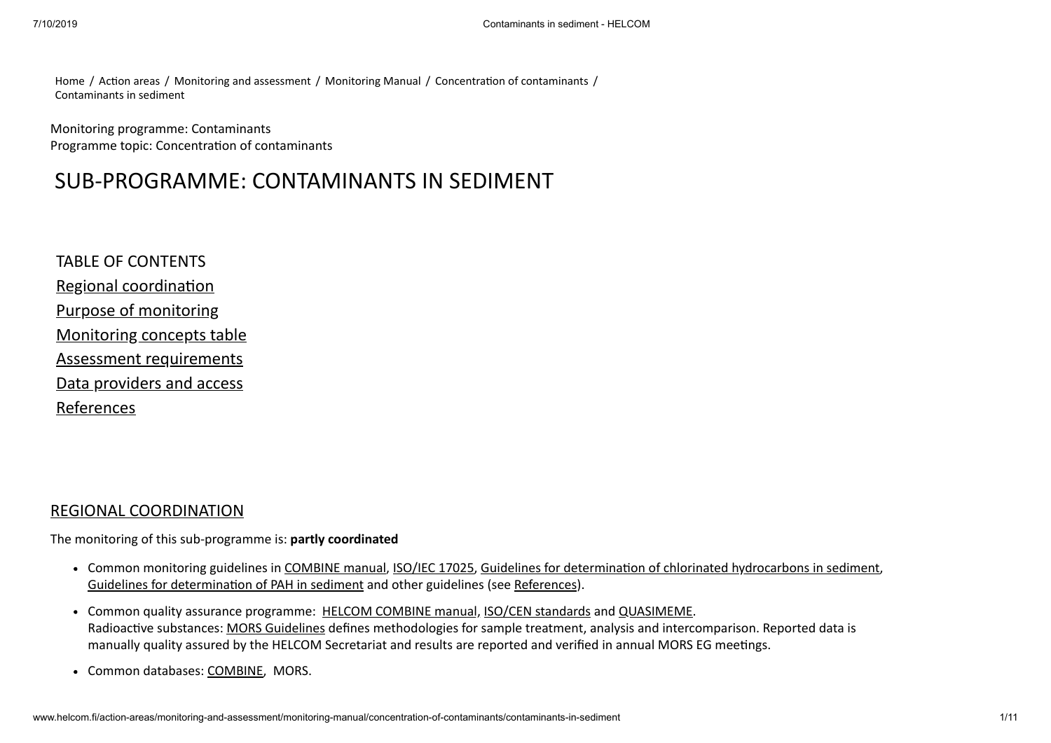Home / Action areas / Monitoring and assessment / Monitoring Manual / Concentration of contaminants / Contaminants in sediment

Monitoring programme: Contaminants
Programme topic: Concentration of contaminants

# SUB-PROGRAMME: CONTAMINANTS IN SEDIMENT

TABLE OF CONTENTS

- Regional coordination
- Purpose of monitoring
- Monitoring concepts table
- Assessment requirements
- Data providers and access
- References

## REGIONAL COORDINATION

The monitoring of this sub-programme is: **partly coordinated**

- Common monitoring guidelines in COMBINE manual, ISO/IEC 17025, Guidelines for determination of chlorinated hydrocarbons in sediment, Guidelines for determination of PAH in sediment and other guidelines (see References).
- Common quality assurance programme: HELCOM COMBINE manual, ISO/CEN standards and QUASIMEME.
  Radioactive substances: MORS Guidelines defines methodologies for sample treatment, analysis and intercomparison. Reported data is manually quality assured by the HELCOM Secretariat and results are reported and verified in annual MORS EG meetings.
- Common databases: COMBINE, MORS.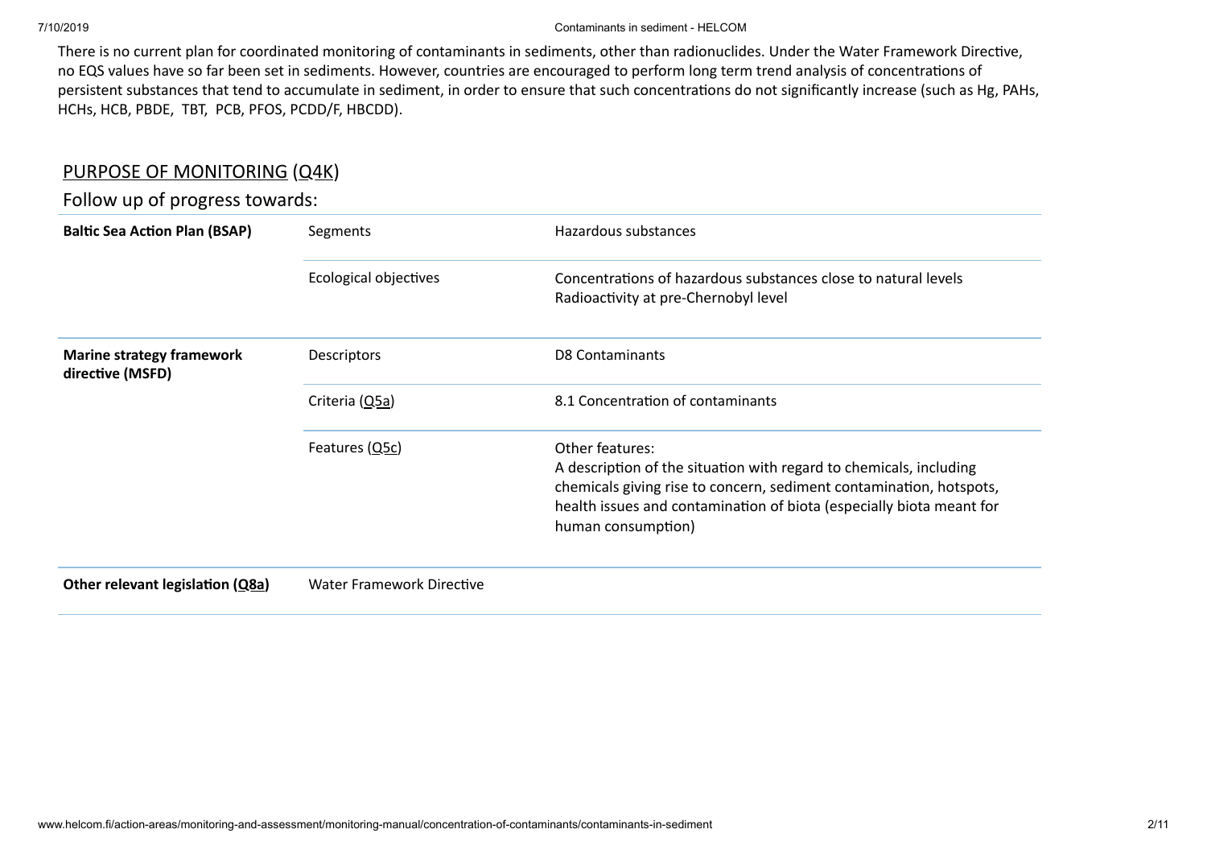There is no current plan for coordinated monitoring of contaminants in sediments, other than radionuclides. Under the Water Framework Directive, no EQS values have so far been set in sediments. However, countries are encouraged to perform long term trend analysis of concentrations of persistent substances that tend to accumulate in sediment, in order to ensure that such concentrations do not significantly increase (such as Hg, PAHs, HCHs, HCB, PBDE, TBT, PCB, PFOS, PCDD/F, HBCDD).

## PURPOSE OF MONITORING (Q4K)

### Follow up of progress towards:

| | | |
|---|---|---|
| **Baltic Sea Action Plan (BSAP)** | Segments | Hazardous substances |
| | Ecological objectives | Concentrations of hazardous substances close to natural levels<br>Radioactivity at pre-Chernobyl level |
| **Marine strategy framework directive (MSFD)** | Descriptors | D8 Contaminants |
| | Criteria (Q5a) | 8.1 Concentration of contaminants |
| | Features (Q5c) | Other features:<br>A description of the situation with regard to chemicals, including chemicals giving rise to concern, sediment contamination, hotspots, health issues and contamination of biota (especially biota meant for human consumption) |
| **Other relevant legislation (Q8a)** | Water Framework Directive | |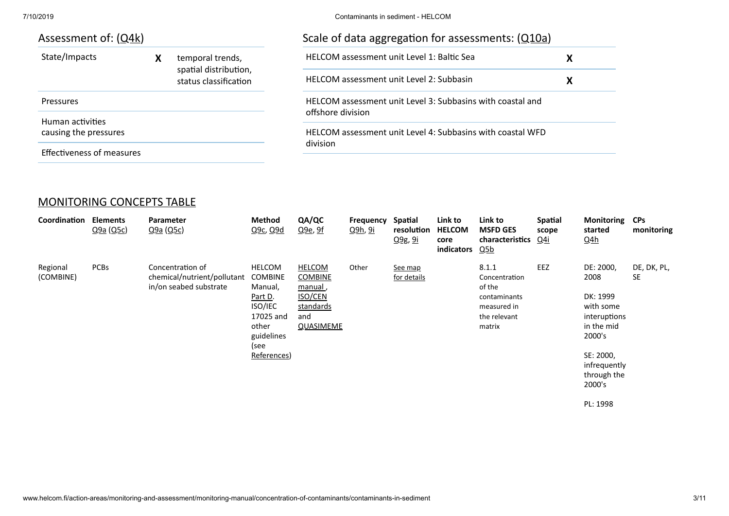## Assessment of: (Q4k)

| | | |
|---|---|---|
| State/Impacts | X | temporal trends, spatial distribution, status classification |
| Pressures | | |
| Human activities causing the pressures | | |
| Effectiveness of measures | | |

## Scale of data aggregation for assessments: (Q10a)

| | |
|---|---|
| HELCOM assessment unit Level 1: Baltic Sea | X |
| HELCOM assessment unit Level 2: Subbasin | X |
| HELCOM assessment unit Level 3: Subbasins with coastal and offshore division | |
| HELCOM assessment unit Level 4: Subbasins with coastal WFD division | |

## MONITORING CONCEPTS TABLE

| Coordination | Elements Q9a (Q5c) | Parameter Q9a (Q5c) | Method Q9c, Q9d | QA/QC Q9e, 9f | Frequency Q9h, 9i | Spatial resolution Q9g, 9i | Link to HELCOM core indicators | Link to MSFD GES characteristics Q5b | Spatial scope Q4i | Monitoring started Q4h | CPs monitoring |
|---|---|---|---|---|---|---|---|---|---|---|---|
| Regional (COMBINE) | PCBs | Concentration of chemical/nutrient/pollutant in/on seabed substrate | HELCOM COMBINE Manual, Part D. ISO/IEC 17025 and other guidelines (see References) | HELCOM COMBINE manual, ISO/CEN standards and QUASIMEME | Other | See map for details | | 8.1.1 Concentration of the contaminants measured in the relevant matrix | EEZ | DE: 2000, 2008<br><br>DK: 1999 with some interuptions in the mid 2000's<br><br>SE: 2000, infrequently through the 2000's<br><br>PL: 1998 | DE, DK, PL, SE |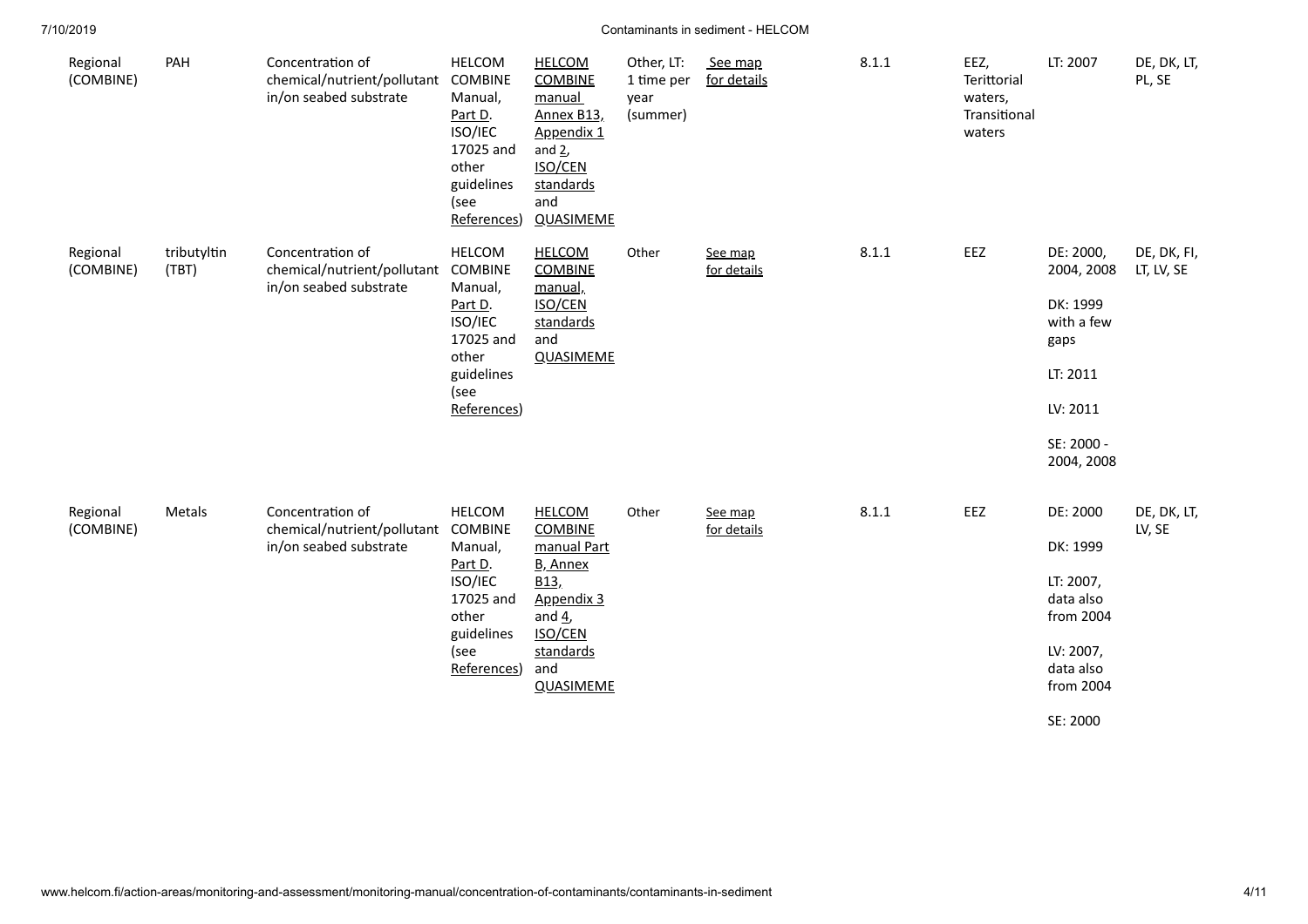| Regional (COMBINE) | PAH | Concentration of chemical/nutrient/pollutant in/on seabed substrate | HELCOM COMBINE Manual, Part D. ISO/IEC 17025 and other guidelines (see References) | HELCOM COMBINE manual Annex B13, Appendix 1 and 2, ISO/CEN standards and QUASIMEME | Other, LT: 1 time per year (summer) | See map for details | 8.1.1 | EEZ, Terittorial waters, Transitional waters | LT: 2007 | DE, DK, LT, PL, SE |
|---|---|---|---|---|---|---|---|---|---|---|
| Regional (COMBINE) | tributyltin (TBT) | Concentration of chemical/nutrient/pollutant in/on seabed substrate | HELCOM COMBINE Manual, Part D. ISO/IEC 17025 and other guidelines (see References) | HELCOM COMBINE manual, ISO/CEN standards and QUASIMEME | Other | See map for details | 8.1.1 | EEZ | DE: 2000, 2004, 2008<br>DK: 1999 with a few gaps<br>LT: 2011<br>LV: 2011<br>SE: 2000 - 2004, 2008 | DE, DK, FI, LT, LV, SE |
| Regional (COMBINE) | Metals | Concentration of chemical/nutrient/pollutant in/on seabed substrate | HELCOM COMBINE Manual, Part D. ISO/IEC 17025 and other guidelines (see References) | HELCOM COMBINE manual Part B, Annex B13, Appendix 3 and 4, ISO/CEN standards and QUASIMEME | Other | See map for details | 8.1.1 | EEZ | DE: 2000<br>DK: 1999<br>LT: 2007, data also from 2004<br>LV: 2007, data also from 2004<br>SE: 2000 | DE, DK, LT, LV, SE |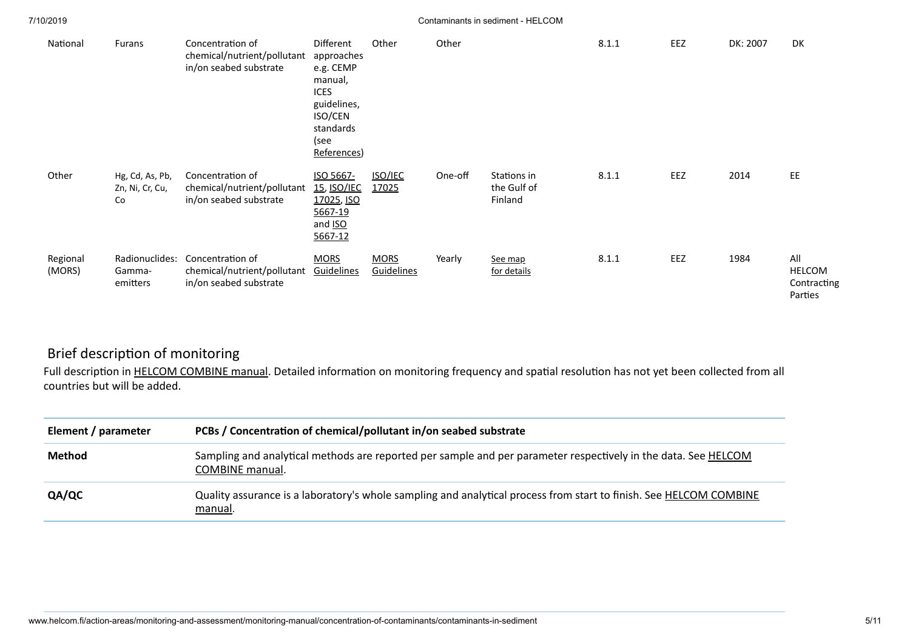| National | Furans | Concentration of chemical/nutrient/pollutant in/on seabed substrate | Different approaches e.g. CEMP manual, ICES guidelines, ISO/CEN standards (see References) | Other | Other | | 8.1.1 | EEZ | DK: 2007 | DK |
|---|---|---|---|---|---|---|---|---|---|---|
| Other | Hg, Cd, As, Pb, Zn, Ni, Cr, Cu, Co | Concentration of chemical/nutrient/pollutant in/on seabed substrate | ISO 5667-15, ISO/IEC 17025, ISO 5667-19 and ISO 5667-12 | ISO/IEC 17025 | One-off | Stations in the Gulf of Finland | 8.1.1 | EEZ | 2014 | EE |
| Regional (MORS) | Radionuclides: Gamma-emitters | Concentration of chemical/nutrient/pollutant in/on seabed substrate | MORS Guidelines | MORS Guidelines | Yearly | See map for details | 8.1.1 | EEZ | 1984 | All HELCOM Contracting Parties |

## Brief description of monitoring

Full description in HELCOM COMBINE manual. Detailed information on monitoring frequency and spatial resolution has not yet been collected from all countries but will be added.

| Element / parameter | PCBs / Concentration of chemical/pollutant in/on seabed substrate |
|---|---|
| **Method** | Sampling and analytical methods are reported per sample and per parameter respectively in the data. See HELCOM COMBINE manual. |
| **QA/QC** | Quality assurance is a laboratory's whole sampling and analytical process from start to finish. See HELCOM COMBINE manual. |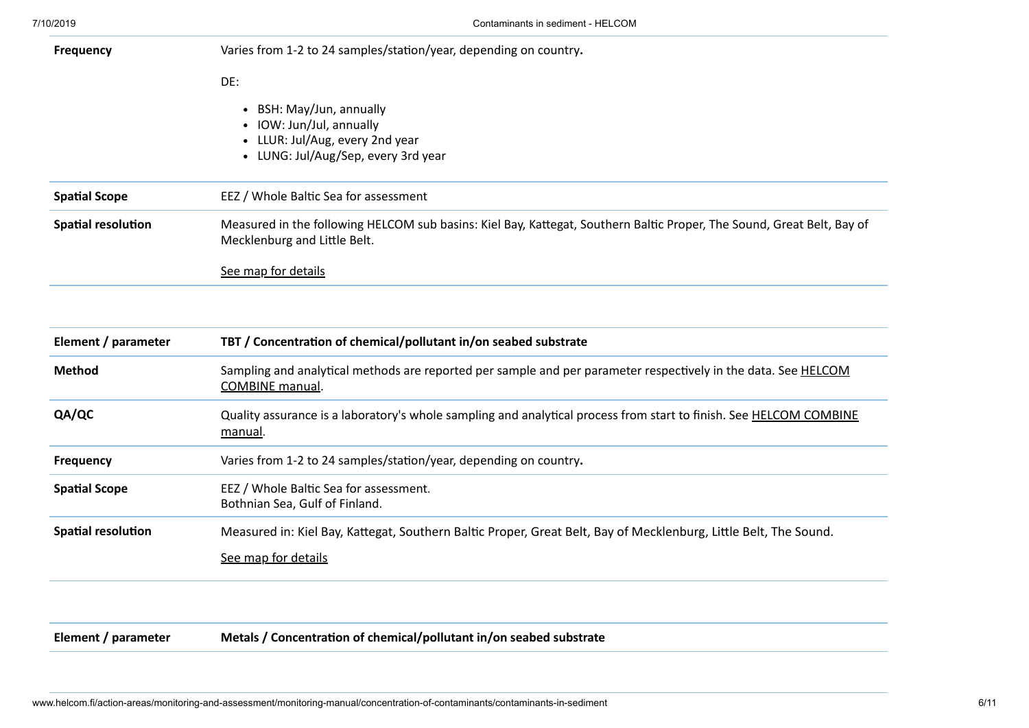| | |
|---|---|
| **Frequency** | Varies from 1-2 to 24 samples/station/year, depending on country**.**<br><br>DE:<br><br>• BSH: May/Jun, annually<br>• IOW: Jun/Jul, annually<br>• LLUR: Jul/Aug, every 2nd year<br>• LUNG: Jul/Aug/Sep, every 3rd year |
| **Spatial Scope** | EEZ / Whole Baltic Sea for assessment |
| **Spatial resolution** | Measured in the following HELCOM sub basins: Kiel Bay, Kattegat, Southern Baltic Proper, The Sound, Great Belt, Bay of Mecklenburg and Little Belt.<br><br>See map for details |

| **Element / parameter** | **TBT / Concentration of chemical/pollutant in/on seabed substrate** |
|---|---|
| **Method** | Sampling and analytical methods are reported per sample and per parameter respectively in the data. See HELCOM COMBINE manual. |
| **QA/QC** | Quality assurance is a laboratory's whole sampling and analytical process from start to finish. See HELCOM COMBINE manual. |
| **Frequency** | Varies from 1-2 to 24 samples/station/year, depending on country**.** |
| **Spatial Scope** | EEZ / Whole Baltic Sea for assessment.<br>Bothnian Sea, Gulf of Finland. |
| **Spatial resolution** | Measured in: Kiel Bay, Kattegat, Southern Baltic Proper, Great Belt, Bay of Mecklenburg, Little Belt, The Sound.<br><br>See map for details |

| **Element / parameter** | **Metals / Concentration of chemical/pollutant in/on seabed substrate** |
|---|---|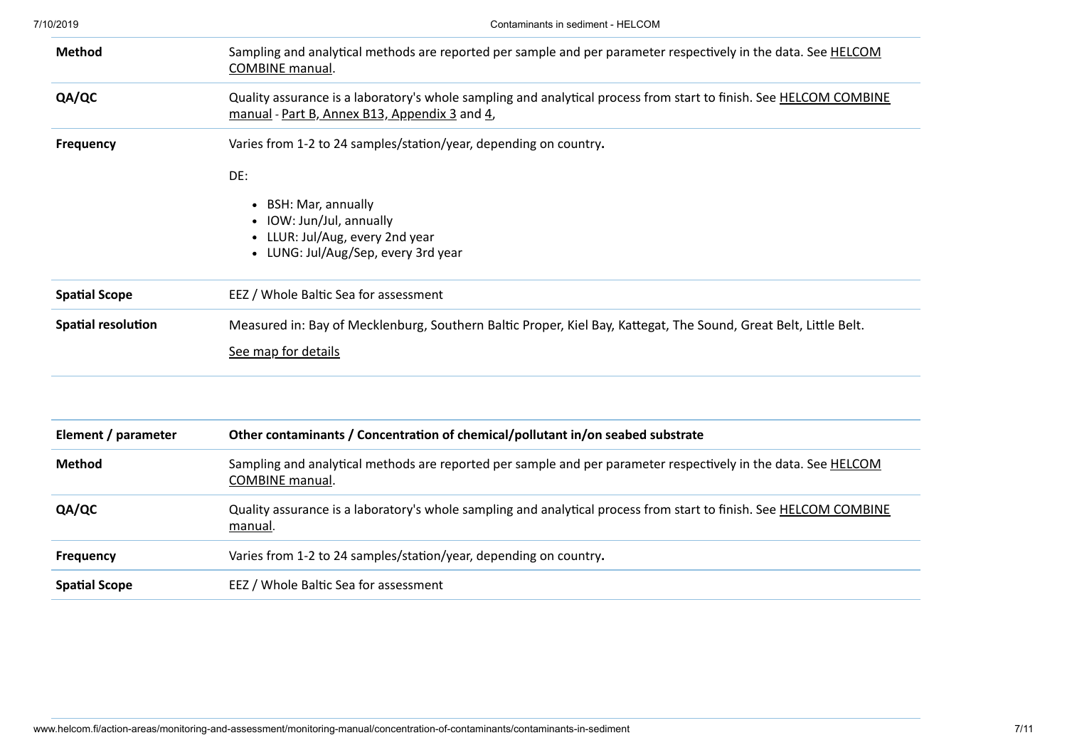| | |
|---|---|
| **Method** | Sampling and analytical methods are reported per sample and per parameter respectively in the data. See HELCOM COMBINE manual. |
| **QA/QC** | Quality assurance is a laboratory's whole sampling and analytical process from start to finish. See HELCOM COMBINE manual - Part B, Annex B13, Appendix 3 and 4, |
| **Frequency** | Varies from 1-2 to 24 samples/station/year, depending on country**.** <br><br> DE: <br><br> • BSH: Mar, annually <br> • IOW: Jun/Jul, annually <br> • LLUR: Jul/Aug, every 2nd year <br> • LUNG: Jul/Aug/Sep, every 3rd year |
| **Spatial Scope** | EEZ / Whole Baltic Sea for assessment |
| **Spatial resolution** | Measured in: Bay of Mecklenburg, Southern Baltic Proper, Kiel Bay, Kattegat, The Sound, Great Belt, Little Belt. <br><br> See map for details |

| **Element / parameter** | **Other contaminants / Concentration of chemical/pollutant in/on seabed substrate** |
|---|---|
| **Method** | Sampling and analytical methods are reported per sample and per parameter respectively in the data. See HELCOM COMBINE manual. |
| **QA/QC** | Quality assurance is a laboratory's whole sampling and analytical process from start to finish. See HELCOM COMBINE manual. |
| **Frequency** | Varies from 1-2 to 24 samples/station/year, depending on country**.** |
| **Spatial Scope** | EEZ / Whole Baltic Sea for assessment |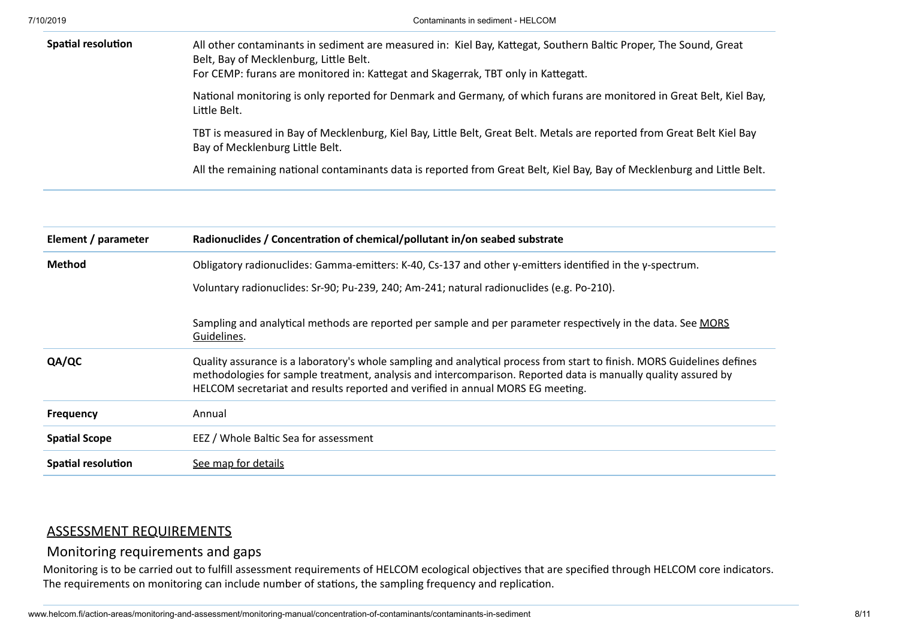| | |
|---|---|
| **Spatial resolution** | All other contaminants in sediment are measured in: Kiel Bay, Kattegat, Southern Baltic Proper, The Sound, Great Belt, Bay of Mecklenburg, Little Belt.<br>For CEMP: furans are monitored in: Kattegat and Skagerrak, TBT only in Kattegatt.<br><br>National monitoring is only reported for Denmark and Germany, of which furans are monitored in Great Belt, Kiel Bay, Little Belt.<br><br>TBT is measured in Bay of Mecklenburg, Kiel Bay, Little Belt, Great Belt. Metals are reported from Great Belt Kiel Bay Bay of Mecklenburg Little Belt.<br><br>All the remaining national contaminants data is reported from Great Belt, Kiel Bay, Bay of Mecklenburg and Little Belt. |

| **Element / parameter** | **Radionuclides / Concentration of chemical/pollutant in/on seabed substrate** |
|---|---|
| **Method** | Obligatory radionuclides: Gamma-emitters: K-40, Cs-137 and other γ-emitters identified in the γ-spectrum.<br><br>Voluntary radionuclides: Sr-90; Pu-239, 240; Am-241; natural radionuclides (e.g. Po-210).<br><br>Sampling and analytical methods are reported per sample and per parameter respectively in the data. See MORS Guidelines. |
| **QA/QC** | Quality assurance is a laboratory's whole sampling and analytical process from start to finish. MORS Guidelines defines methodologies for sample treatment, analysis and intercomparison. Reported data is manually quality assured by HELCOM secretariat and results reported and verified in annual MORS EG meeting. |
| **Frequency** | Annual |
| **Spatial Scope** | EEZ / Whole Baltic Sea for assessment |
| **Spatial resolution** | See map for details |

## ASSESSMENT REQUIREMENTS

### Monitoring requirements and gaps

Monitoring is to be carried out to fulfill assessment requirements of HELCOM ecological objectives that are specified through HELCOM core indicators. The requirements on monitoring can include number of stations, the sampling frequency and replication.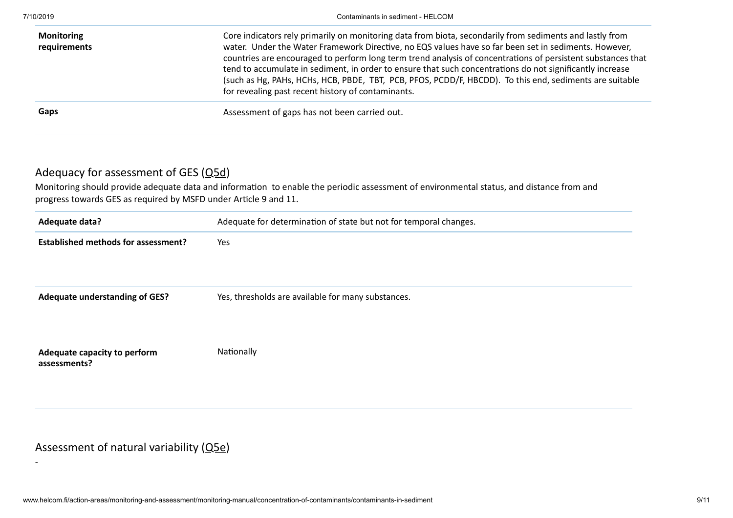| | |
|---|---|
| **Monitoring requirements** | Core indicators rely primarily on monitoring data from biota, secondarily from sediments and lastly from water. Under the Water Framework Directive, no EQS values have so far been set in sediments. However, countries are encouraged to perform long term trend analysis of concentrations of persistent substances that tend to accumulate in sediment, in order to ensure that such concentrations do not significantly increase (such as Hg, PAHs, HCHs, HCB, PBDE, TBT, PCB, PFOS, PCDD/F, HBCDD). To this end, sediments are suitable for revealing past recent history of contaminants. |
| **Gaps** | Assessment of gaps has not been carried out. |

## Adequacy for assessment of GES (Q5d)

Monitoring should provide adequate data and information to enable the periodic assessment of environmental status, and distance from and progress towards GES as required by MSFD under Article 9 and 11.

| **Adequate data?** | Adequate for determination of state but not for temporal changes. |
|---|---|
| **Established methods for assessment?** | Yes |
| **Adequate understanding of GES?** | Yes, thresholds are available for many substances. |
| **Adequate capacity to perform assessments?** | Nationally |

## Assessment of natural variability (Q5e)

-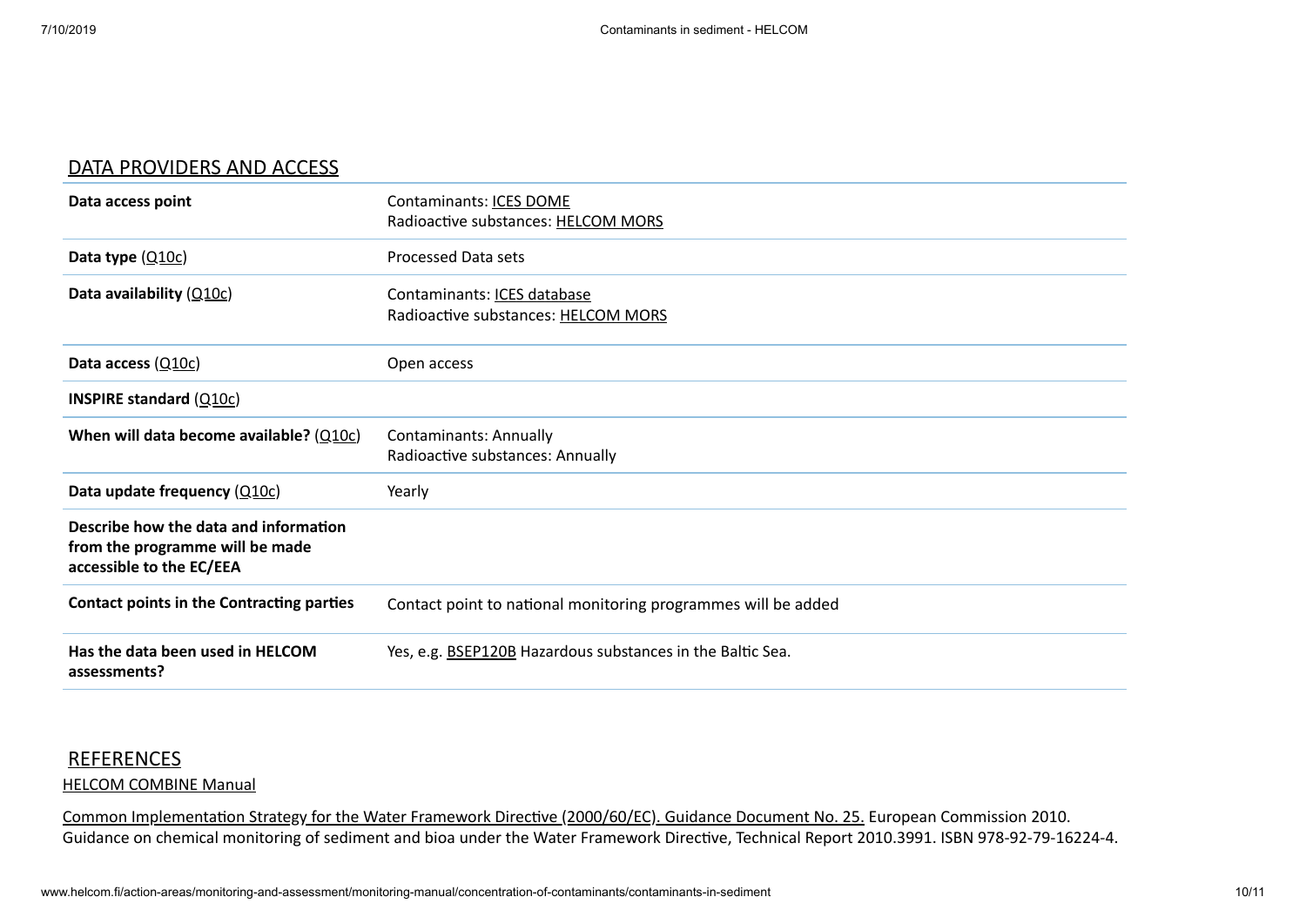## DATA PROVIDERS AND ACCESS

| | |
|---|---|
| **Data access point** | Contaminants: ICES DOME<br>Radioactive substances: HELCOM MORS |
| **Data type** (Q10c) | Processed Data sets |
| **Data availability** (Q10c) | Contaminants: ICES database<br>Radioactive substances: HELCOM MORS |
| **Data access** (Q10c) | Open access |
| **INSPIRE standard** (Q10c) | |
| **When will data become available?** (Q10c) | Contaminants: Annually<br>Radioactive substances: Annually |
| **Data update frequency** (Q10c) | Yearly |
| **Describe how the data and information from the programme will be made accessible to the EC/EEA** | |
| **Contact points in the Contracting parties** | Contact point to national monitoring programmes will be added |
| **Has the data been used in HELCOM assessments?** | Yes, e.g. BSEP120B Hazardous substances in the Baltic Sea. |

## REFERENCES

HELCOM COMBINE Manual

Common Implementation Strategy for the Water Framework Directive (2000/60/EC). Guidance Document No. 25. European Commission 2010. Guidance on chemical monitoring of sediment and bioa under the Water Framework Directive, Technical Report 2010.3991. ISBN 978-92-79-16224-4.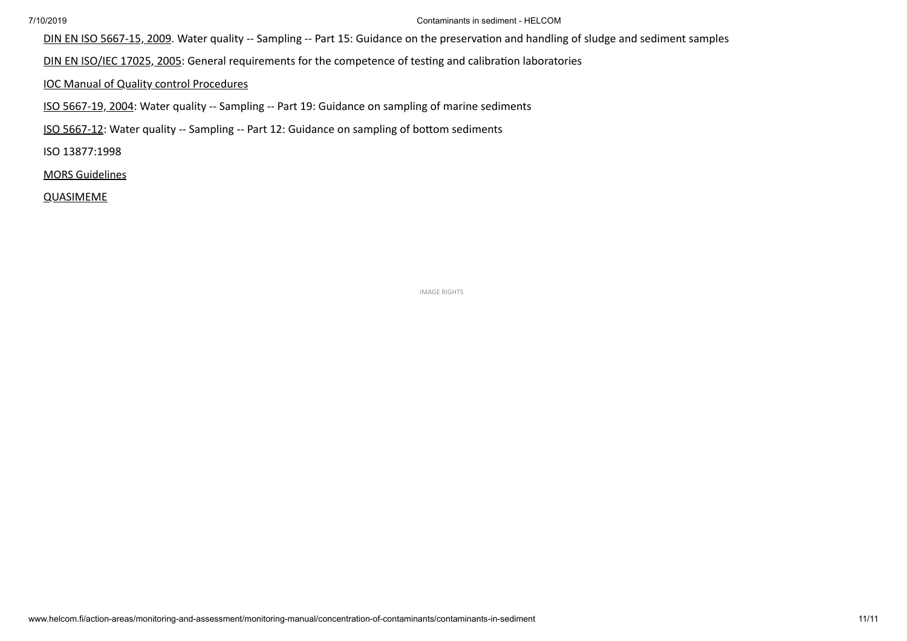DIN EN ISO 5667-15, 2009. Water quality -- Sampling -- Part 15: Guidance on the preservation and handling of sludge and sediment samples

DIN EN ISO/IEC 17025, 2005: General requirements for the competence of testing and calibration laboratories

IOC Manual of Quality control Procedures

ISO 5667-19, 2004: Water quality -- Sampling -- Part 19: Guidance on sampling of marine sediments

ISO 5667-12: Water quality -- Sampling -- Part 12: Guidance on sampling of bottom sediments

ISO 13877:1998

MORS Guidelines

QUASIMEME

IMAGE RIGHTS